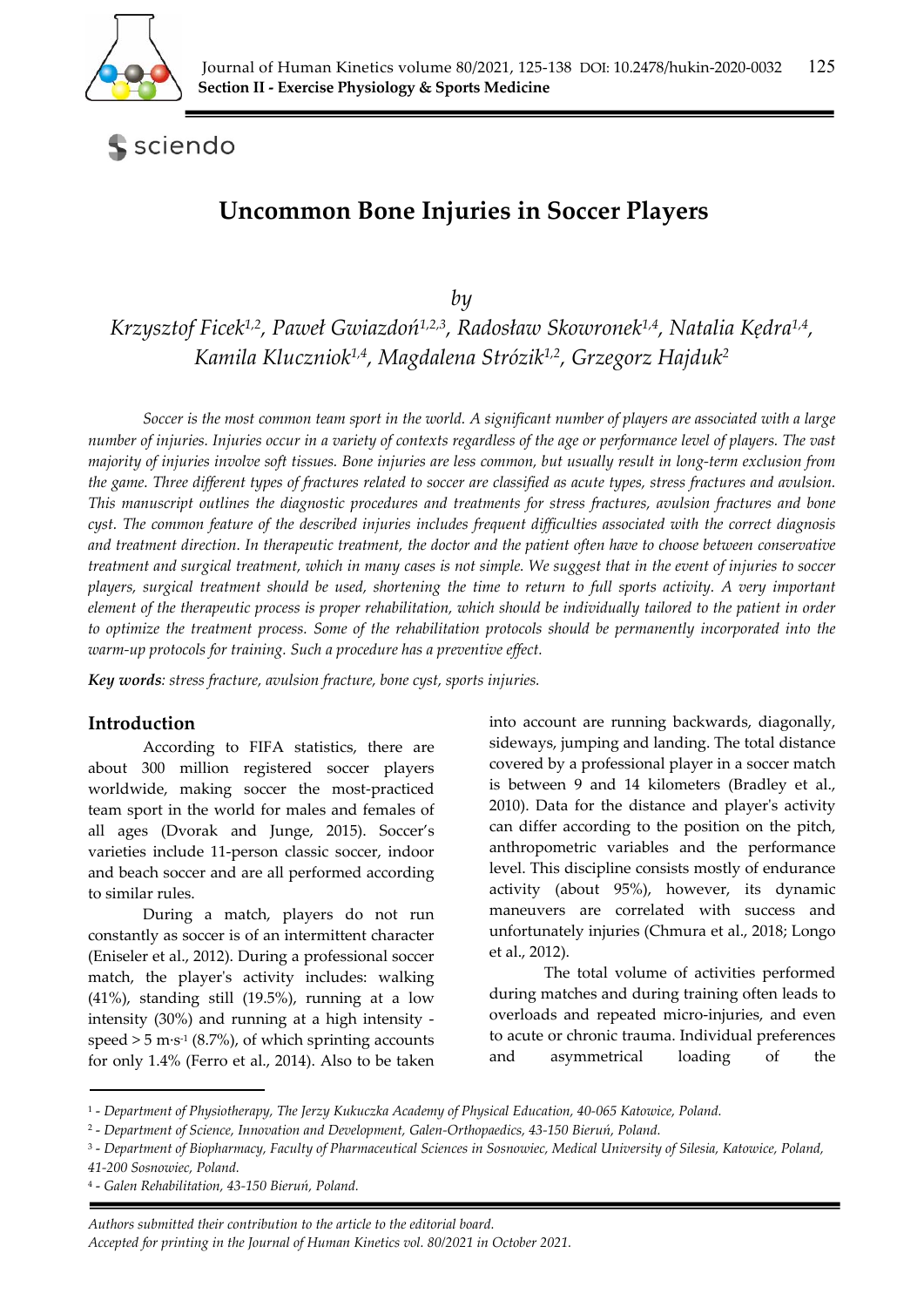# Uncommon Bone Injuries in Soccer Players

*by*

*Krzysztof Ficek[1,2], Paweł Gwiazdoń[1,2,3], Radosław Skowronek[1,4], Natalia Kędra[1,4], Kamila Kluczniok[1,4], Magdalena Strózik[1,2], Grzegorz Hajduk[2]*

*Soccer is the most common team sport in the world. A significant number of players are associated with a large number of injuries. Injuries occur in a variety of contexts regardless of the age or performance level of players. The vast majority of injuries involve soft tissues. Bone injuries are less common, but usually result in long-term exclusion from the game. Three different types of fractures related to soccer are classified as acute types, stress fractures and avulsion. This manuscript outlines the diagnostic procedures and treatments for stress fractures, avulsion fractures and bone cyst. The common feature of the described injuries includes frequent difficulties associated with the correct diagnosis and treatment direction. In therapeutic treatment, the doctor and the patient often have to choose between conservative treatment and surgical treatment, which in many cases is not simple. We suggest that in the event of injuries to soccer players, surgical treatment should be used, shortening the time to return to full sports activity. A very important element of the therapeutic process is proper rehabilitation, which should be individually tailored to the patient in order to optimize the treatment process. Some of the rehabilitation protocols should be permanently incorporated into the warm-up protocols for training. Such a procedure has a preventive effect.*

***Key words**: stress fracture, avulsion fracture, bone cyst, sports injuries.*

## Introduction

According to FIFA statistics, there are about 300 million registered soccer players worldwide, making soccer the most-practiced team sport in the world for males and females of all ages (Dvorak and Junge, 2015). Soccer's varieties include 11-person classic soccer, indoor and beach soccer and are all performed according to similar rules.

During a match, players do not run constantly as soccer is of an intermittent character (Eniseler et al., 2012). During a professional soccer match, the player's activity includes: walking (41%), standing still (19.5%), running at a low intensity (30%) and running at a high intensity - speed > 5 m·s$^{-1}$ (8.7%), of which sprinting accounts for only 1.4% (Ferro et al., 2014). Also to be taken into account are running backwards, diagonally, sideways, jumping and landing. The total distance covered by a professional player in a soccer match is between 9 and 14 kilometers (Bradley et al., 2010). Data for the distance and player's activity can differ according to the position on the pitch, anthropometric variables and the performance level. This discipline consists mostly of endurance activity (about 95%), however, its dynamic maneuvers are correlated with success and unfortunately injuries (Chmura et al., 2018; Longo et al., 2012).

The total volume of activities performed during matches and during training often leads to overloads and repeated micro-injuries, and even to acute or chronic trauma. Individual preferences and asymmetrical loading of the

---

[1] - *Department of Physiotherapy, The Jerzy Kukuczka Academy of Physical Education, 40-065 Katowice, Poland.*
[2] - *Department of Science, Innovation and Development, Galen-Orthopaedics, 43-150 Bieruń, Poland.*
[3] - *Department of Biopharmacy, Faculty of Pharmaceutical Sciences in Sosnowiec, Medical University of Silesia, Katowice, Poland, 41-200 Sosnowiec, Poland.*
[4] - *Galen Rehabilitation, 43-150 Bieruń, Poland.*

*Authors submitted their contribution to the article to the editorial board.*
*Accepted for printing in the Journal of Human Kinetics vol. 80/2021 in October 2021.*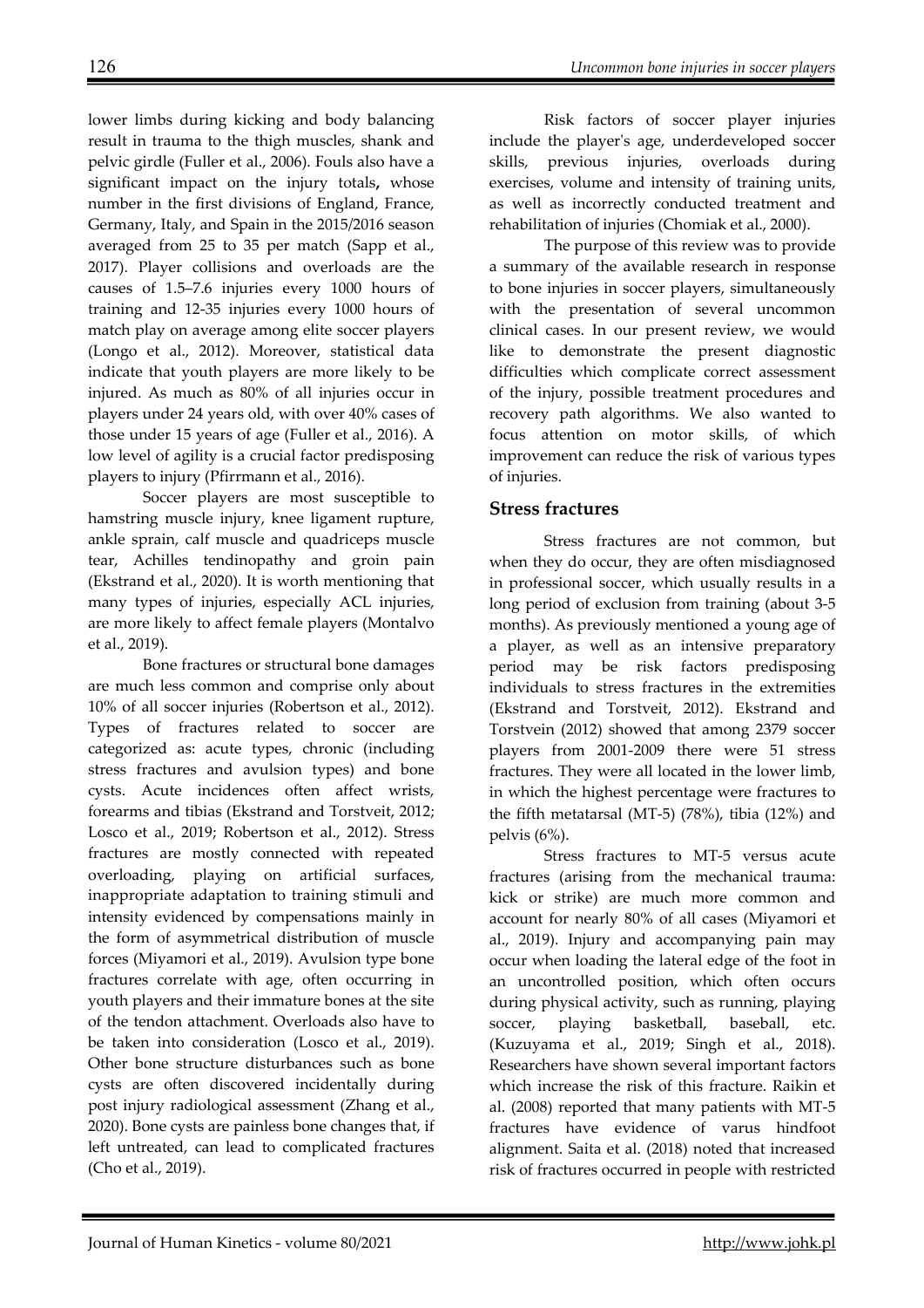lower limbs during kicking and body balancing result in trauma to the thigh muscles, shank and pelvic girdle (Fuller et al., 2006). Fouls also have a significant impact on the injury totals**,** whose number in the first divisions of England, France, Germany, Italy, and Spain in the 2015/2016 season averaged from 25 to 35 per match (Sapp et al., 2017). Player collisions and overloads are the causes of 1.5–7.6 injuries every 1000 hours of training and 12-35 injuries every 1000 hours of match play on average among elite soccer players (Longo et al., 2012). Moreover, statistical data indicate that youth players are more likely to be injured. As much as 80% of all injuries occur in players under 24 years old, with over 40% cases of those under 15 years of age (Fuller et al., 2016). A low level of agility is a crucial factor predisposing players to injury (Pfirrmann et al., 2016).

Soccer players are most susceptible to hamstring muscle injury, knee ligament rupture, ankle sprain, calf muscle and quadriceps muscle tear, Achilles tendinopathy and groin pain (Ekstrand et al., 2020). It is worth mentioning that many types of injuries, especially ACL injuries, are more likely to affect female players (Montalvo et al., 2019).

Bone fractures or structural bone damages are much less common and comprise only about 10% of all soccer injuries (Robertson et al., 2012). Types of fractures related to soccer are categorized as: acute types, chronic (including stress fractures and avulsion types) and bone cysts. Acute incidences often affect wrists, forearms and tibias (Ekstrand and Torstveit, 2012; Losco et al., 2019; Robertson et al., 2012). Stress fractures are mostly connected with repeated overloading, playing on artificial surfaces, inappropriate adaptation to training stimuli and intensity evidenced by compensations mainly in the form of asymmetrical distribution of muscle forces (Miyamori et al., 2019). Avulsion type bone fractures correlate with age, often occurring in youth players and their immature bones at the site of the tendon attachment. Overloads also have to be taken into consideration (Losco et al., 2019). Other bone structure disturbances such as bone cysts are often discovered incidentally during post injury radiological assessment (Zhang et al., 2020). Bone cysts are painless bone changes that, if left untreated, can lead to complicated fractures (Cho et al., 2019).

Risk factors of soccer player injuries include the player's age, underdeveloped soccer skills, previous injuries, overloads during exercises, volume and intensity of training units, as well as incorrectly conducted treatment and rehabilitation of injuries (Chomiak et al., 2000).

The purpose of this review was to provide a summary of the available research in response to bone injuries in soccer players, simultaneously with the presentation of several uncommon clinical cases. In our present review, we would like to demonstrate the present diagnostic difficulties which complicate correct assessment of the injury, possible treatment procedures and recovery path algorithms. We also wanted to focus attention on motor skills, of which improvement can reduce the risk of various types of injuries.

## Stress fractures

Stress fractures are not common, but when they do occur, they are often misdiagnosed in professional soccer, which usually results in a long period of exclusion from training (about 3-5 months). As previously mentioned a young age of a player, as well as an intensive preparatory period may be risk factors predisposing individuals to stress fractures in the extremities (Ekstrand and Torstveit, 2012). Ekstrand and Torstvein (2012) showed that among 2379 soccer players from 2001-2009 there were 51 stress fractures. They were all located in the lower limb, in which the highest percentage were fractures to the fifth metatarsal (MT-5) (78%), tibia (12%) and pelvis (6%).

Stress fractures to MT-5 versus acute fractures (arising from the mechanical trauma: kick or strike) are much more common and account for nearly 80% of all cases (Miyamori et al., 2019). Injury and accompanying pain may occur when loading the lateral edge of the foot in an uncontrolled position, which often occurs during physical activity, such as running, playing soccer, playing basketball, baseball, etc. (Kuzuyama et al., 2019; Singh et al., 2018). Researchers have shown several important factors which increase the risk of this fracture. Raikin et al. (2008) reported that many patients with MT-5 fractures have evidence of varus hindfoot alignment. Saita et al. (2018) noted that increased risk of fractures occurred in people with restricted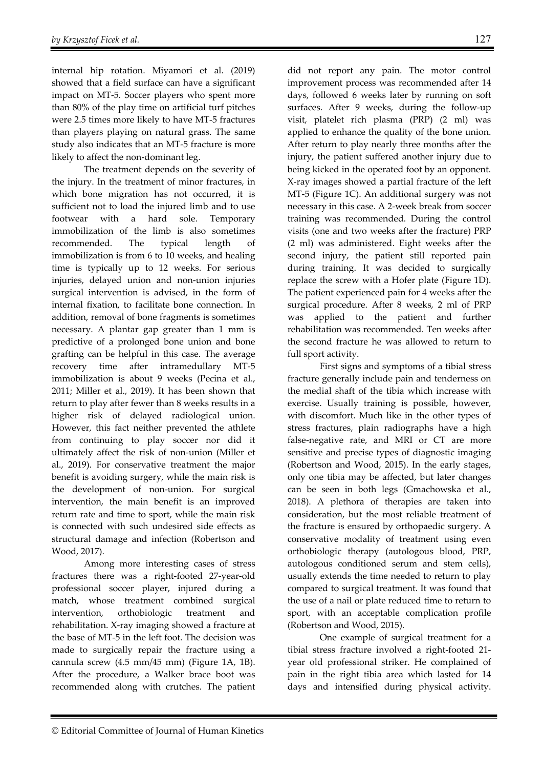internal hip rotation. Miyamori et al. (2019) showed that a field surface can have a significant impact on MT-5. Soccer players who spent more than 80% of the play time on artificial turf pitches were 2.5 times more likely to have MT-5 fractures than players playing on natural grass. The same study also indicates that an MT-5 fracture is more likely to affect the non-dominant leg.

The treatment depends on the severity of the injury. In the treatment of minor fractures, in which bone migration has not occurred, it is sufficient not to load the injured limb and to use footwear with a hard sole. Temporary immobilization of the limb is also sometimes recommended. The typical length of immobilization is from 6 to 10 weeks, and healing time is typically up to 12 weeks. For serious injuries, delayed union and non-union injuries surgical intervention is advised, in the form of internal fixation, to facilitate bone connection. In addition, removal of bone fragments is sometimes necessary. A plantar gap greater than 1 mm is predictive of a prolonged bone union and bone grafting can be helpful in this case. The average recovery time after intramedullary MT-5 immobilization is about 9 weeks (Pecina et al., 2011; Miller et al., 2019). It has been shown that return to play after fewer than 8 weeks results in a higher risk of delayed radiological union. However, this fact neither prevented the athlete from continuing to play soccer nor did it ultimately affect the risk of non-union (Miller et al., 2019). For conservative treatment the major benefit is avoiding surgery, while the main risk is the development of non-union. For surgical intervention, the main benefit is an improved return rate and time to sport, while the main risk is connected with such undesired side effects as structural damage and infection (Robertson and Wood, 2017).

Among more interesting cases of stress fractures there was a right-footed 27-year-old professional soccer player, injured during a match, whose treatment combined surgical intervention, orthobiologic treatment and rehabilitation. X-ray imaging showed a fracture at the base of MT-5 in the left foot. The decision was made to surgically repair the fracture using a cannula screw (4.5 mm/45 mm) (Figure 1A, 1B). After the procedure, a Walker brace boot was recommended along with crutches. The patient did not report any pain. The motor control improvement process was recommended after 14 days, followed 6 weeks later by running on soft surfaces. After 9 weeks, during the follow-up visit, platelet rich plasma (PRP) (2 ml) was applied to enhance the quality of the bone union. After return to play nearly three months after the injury, the patient suffered another injury due to being kicked in the operated foot by an opponent. X-ray images showed a partial fracture of the left MT-5 (Figure 1C). An additional surgery was not necessary in this case. A 2-week break from soccer training was recommended. During the control visits (one and two weeks after the fracture) PRP (2 ml) was administered. Eight weeks after the second injury, the patient still reported pain during training. It was decided to surgically replace the screw with a Hofer plate (Figure 1D). The patient experienced pain for 4 weeks after the surgical procedure. After 8 weeks, 2 ml of PRP was applied to the patient and further rehabilitation was recommended. Ten weeks after the second fracture he was allowed to return to full sport activity.

First signs and symptoms of a tibial stress fracture generally include pain and tenderness on the medial shaft of the tibia which increase with exercise. Usually training is possible, however, with discomfort. Much like in the other types of stress fractures, plain radiographs have a high false-negative rate, and MRI or CT are more sensitive and precise types of diagnostic imaging (Robertson and Wood, 2015). In the early stages, only one tibia may be affected, but later changes can be seen in both legs (Gmachowska et al., 2018). A plethora of therapies are taken into consideration, but the most reliable treatment of the fracture is ensured by orthopaedic surgery. A conservative modality of treatment using even orthobiologic therapy (autologous blood, PRP, autologous conditioned serum and stem cells), usually extends the time needed to return to play compared to surgical treatment. It was found that the use of a nail or plate reduced time to return to sport, with an acceptable complication profile (Robertson and Wood, 2015).

One example of surgical treatment for a tibial stress fracture involved a right-footed 21-year old professional striker. He complained of pain in the right tibia area which lasted for 14 days and intensified during physical activity.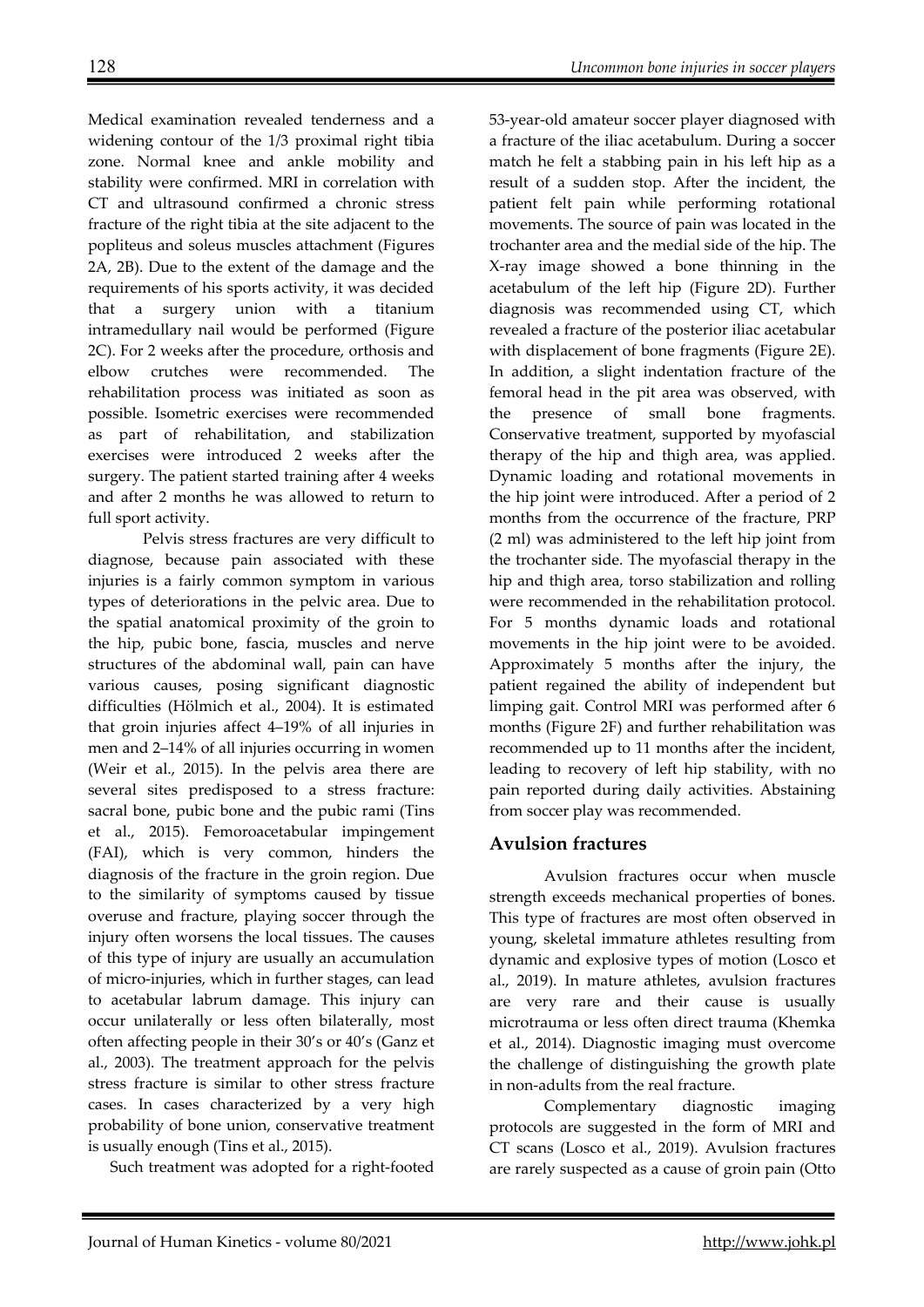Medical examination revealed tenderness and a widening contour of the 1/3 proximal right tibia zone. Normal knee and ankle mobility and stability were confirmed. MRI in correlation with CT and ultrasound confirmed a chronic stress fracture of the right tibia at the site adjacent to the popliteus and soleus muscles attachment (Figures 2A, 2B). Due to the extent of the damage and the requirements of his sports activity, it was decided that a surgery union with a titanium intramedullary nail would be performed (Figure 2C). For 2 weeks after the procedure, orthosis and elbow crutches were recommended. The rehabilitation process was initiated as soon as possible. Isometric exercises were recommended as part of rehabilitation, and stabilization exercises were introduced 2 weeks after the surgery. The patient started training after 4 weeks and after 2 months he was allowed to return to full sport activity.

Pelvis stress fractures are very difficult to diagnose, because pain associated with these injuries is a fairly common symptom in various types of deteriorations in the pelvic area. Due to the spatial anatomical proximity of the groin to the hip, pubic bone, fascia, muscles and nerve structures of the abdominal wall, pain can have various causes, posing significant diagnostic difficulties (Hölmich et al., 2004). It is estimated that groin injuries affect 4–19% of all injuries in men and 2–14% of all injuries occurring in women (Weir et al., 2015). In the pelvis area there are several sites predisposed to a stress fracture: sacral bone, pubic bone and the pubic rami (Tins et al., 2015). Femoroacetabular impingement (FAI), which is very common, hinders the diagnosis of the fracture in the groin region. Due to the similarity of symptoms caused by tissue overuse and fracture, playing soccer through the injury often worsens the local tissues. The causes of this type of injury are usually an accumulation of micro-injuries, which in further stages, can lead to acetabular labrum damage. This injury can occur unilaterally or less often bilaterally, most often affecting people in their 30's or 40's (Ganz et al., 2003). The treatment approach for the pelvis stress fracture is similar to other stress fracture cases. In cases characterized by a very high probability of bone union, conservative treatment is usually enough (Tins et al., 2015).

Such treatment was adopted for a right-footed 53-year-old amateur soccer player diagnosed with a fracture of the iliac acetabulum. During a soccer match he felt a stabbing pain in his left hip as a result of a sudden stop. After the incident, the patient felt pain while performing rotational movements. The source of pain was located in the trochanter area and the medial side of the hip. The X-ray image showed a bone thinning in the acetabulum of the left hip (Figure 2D). Further diagnosis was recommended using CT, which revealed a fracture of the posterior iliac acetabular with displacement of bone fragments (Figure 2E). In addition, a slight indentation fracture of the femoral head in the pit area was observed, with the presence of small bone fragments. Conservative treatment, supported by myofascial therapy of the hip and thigh area, was applied. Dynamic loading and rotational movements in the hip joint were introduced. After a period of 2 months from the occurrence of the fracture, PRP (2 ml) was administered to the left hip joint from the trochanter side. The myofascial therapy in the hip and thigh area, torso stabilization and rolling were recommended in the rehabilitation protocol. For 5 months dynamic loads and rotational movements in the hip joint were to be avoided. Approximately 5 months after the injury, the patient regained the ability of independent but limping gait. Control MRI was performed after 6 months (Figure 2F) and further rehabilitation was recommended up to 11 months after the incident, leading to recovery of left hip stability, with no pain reported during daily activities. Abstaining from soccer play was recommended.

## Avulsion fractures

Avulsion fractures occur when muscle strength exceeds mechanical properties of bones. This type of fractures are most often observed in young, skeletal immature athletes resulting from dynamic and explosive types of motion (Losco et al., 2019). In mature athletes, avulsion fractures are very rare and their cause is usually microtrauma or less often direct trauma (Khemka et al., 2014). Diagnostic imaging must overcome the challenge of distinguishing the growth plate in non-adults from the real fracture.

Complementary diagnostic imaging protocols are suggested in the form of MRI and CT scans (Losco et al., 2019). Avulsion fractures are rarely suspected as a cause of groin pain (Otto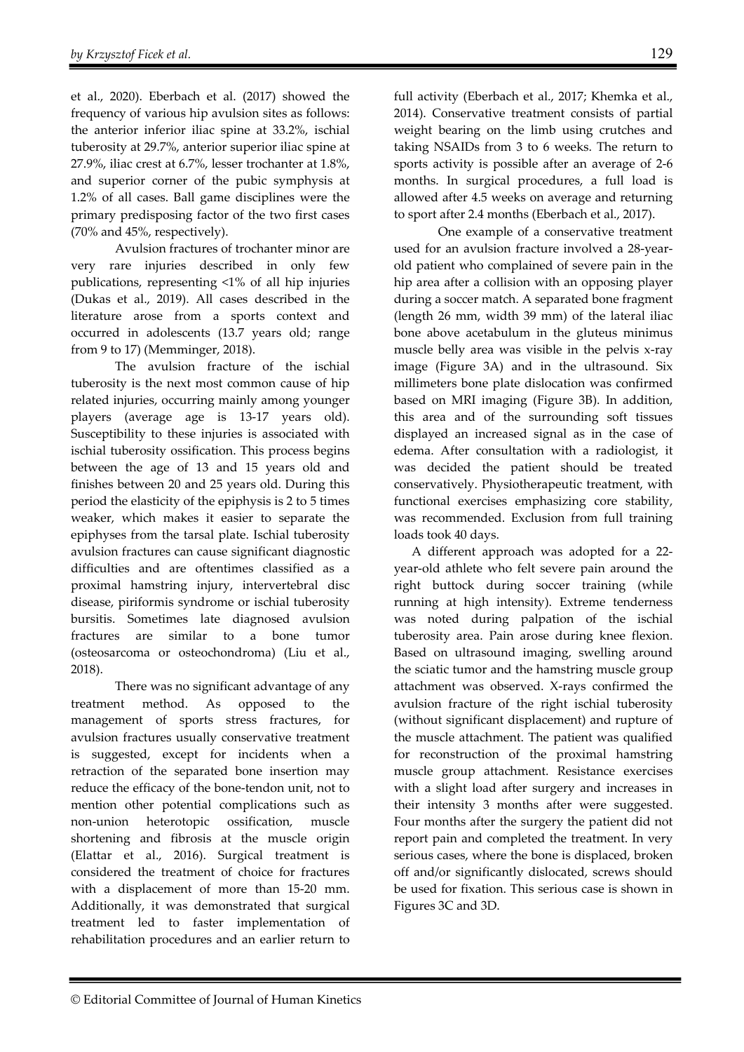et al., 2020). Eberbach et al. (2017) showed the frequency of various hip avulsion sites as follows: the anterior inferior iliac spine at 33.2%, ischial tuberosity at 29.7%, anterior superior iliac spine at 27.9%, iliac crest at 6.7%, lesser trochanter at 1.8%, and superior corner of the pubic symphysis at 1.2% of all cases. Ball game disciplines were the primary predisposing factor of the two first cases (70% and 45%, respectively).

Avulsion fractures of trochanter minor are very rare injuries described in only few publications, representing <1% of all hip injuries (Dukas et al., 2019). All cases described in the literature arose from a sports context and occurred in adolescents (13.7 years old; range from 9 to 17) (Memminger, 2018).

The avulsion fracture of the ischial tuberosity is the next most common cause of hip related injuries, occurring mainly among younger players (average age is 13-17 years old). Susceptibility to these injuries is associated with ischial tuberosity ossification. This process begins between the age of 13 and 15 years old and finishes between 20 and 25 years old. During this period the elasticity of the epiphysis is 2 to 5 times weaker, which makes it easier to separate the epiphyses from the tarsal plate. Ischial tuberosity avulsion fractures can cause significant diagnostic difficulties and are oftentimes classified as a proximal hamstring injury, intervertebral disc disease, piriformis syndrome or ischial tuberosity bursitis. Sometimes late diagnosed avulsion fractures are similar to a bone tumor (osteosarcoma or osteochondroma) (Liu et al., 2018).

There was no significant advantage of any treatment method. As opposed to the management of sports stress fractures, for avulsion fractures usually conservative treatment is suggested, except for incidents when a retraction of the separated bone insertion may reduce the efficacy of the bone-tendon unit, not to mention other potential complications such as non-union heterotopic ossification, muscle shortening and fibrosis at the muscle origin (Elattar et al., 2016). Surgical treatment is considered the treatment of choice for fractures with a displacement of more than 15-20 mm. Additionally, it was demonstrated that surgical treatment led to faster implementation of rehabilitation procedures and an earlier return to full activity (Eberbach et al., 2017; Khemka et al., 2014). Conservative treatment consists of partial weight bearing on the limb using crutches and taking NSAIDs from 3 to 6 weeks. The return to sports activity is possible after an average of 2-6 months. In surgical procedures, a full load is allowed after 4.5 weeks on average and returning to sport after 2.4 months (Eberbach et al., 2017).

One example of a conservative treatment used for an avulsion fracture involved a 28-year-old patient who complained of severe pain in the hip area after a collision with an opposing player during a soccer match. A separated bone fragment (length 26 mm, width 39 mm) of the lateral iliac bone above acetabulum in the gluteus minimus muscle belly area was visible in the pelvis x-ray image (Figure 3A) and in the ultrasound. Six millimeters bone plate dislocation was confirmed based on MRI imaging (Figure 3B). In addition, this area and of the surrounding soft tissues displayed an increased signal as in the case of edema. After consultation with a radiologist, it was decided the patient should be treated conservatively. Physiotherapeutic treatment, with functional exercises emphasizing core stability, was recommended. Exclusion from full training loads took 40 days.

A different approach was adopted for a 22-year-old athlete who felt severe pain around the right buttock during soccer training (while running at high intensity). Extreme tenderness was noted during palpation of the ischial tuberosity area. Pain arose during knee flexion. Based on ultrasound imaging, swelling around the sciatic tumor and the hamstring muscle group attachment was observed. X-rays confirmed the avulsion fracture of the right ischial tuberosity (without significant displacement) and rupture of the muscle attachment. The patient was qualified for reconstruction of the proximal hamstring muscle group attachment. Resistance exercises with a slight load after surgery and increases in their intensity 3 months after were suggested. Four months after the surgery the patient did not report pain and completed the treatment. In very serious cases, where the bone is displaced, broken off and/or significantly dislocated, screws should be used for fixation. This serious case is shown in Figures 3C and 3D.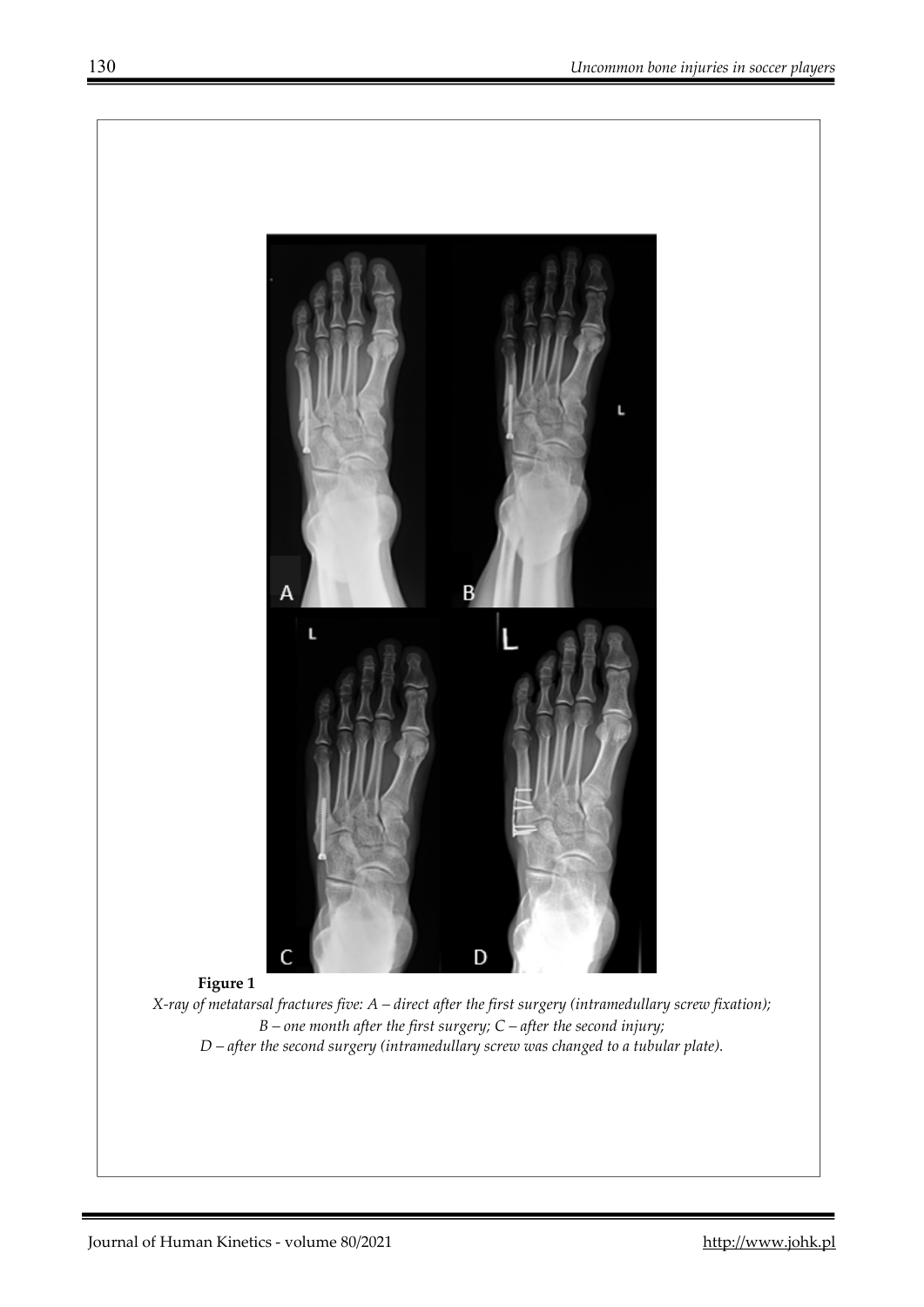**Figure 1**

*X-ray of metatarsal fractures five: A – direct after the first surgery (intramedullary screw fixation); B – one month after the first surgery; C – after the second injury; D – after the second surgery (intramedullary screw was changed to a tubular plate).*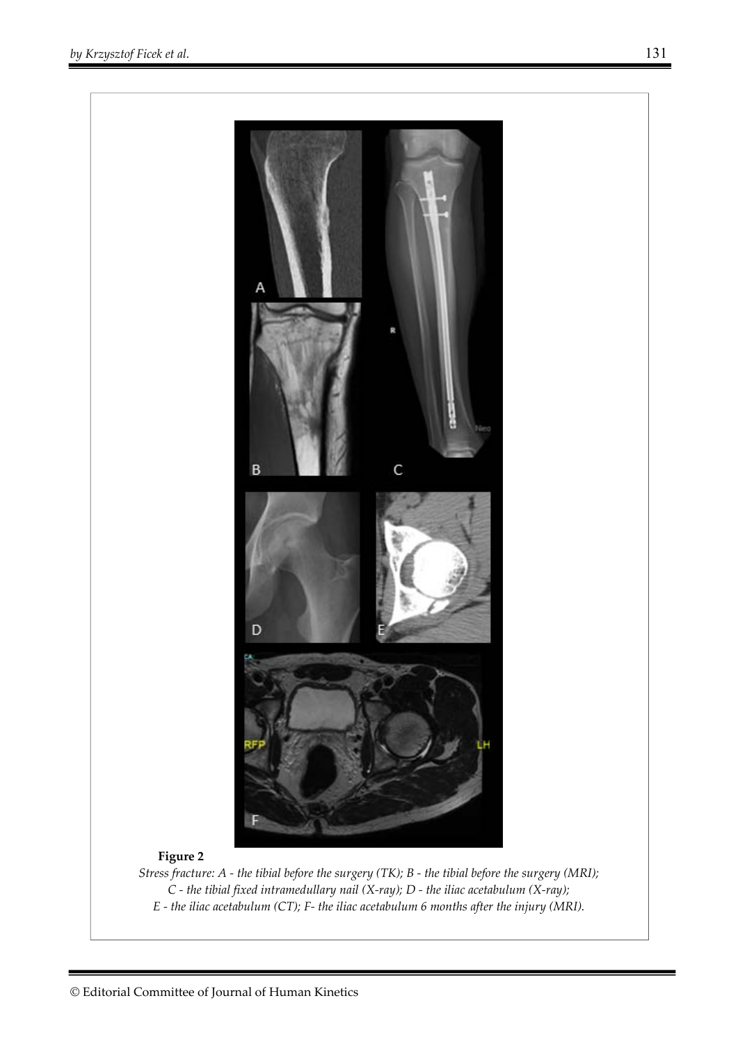**Figure 2**

*Stress fracture: A - the tibial before the surgery (TK); B - the tibial before the surgery (MRI); C - the tibial fixed intramedullary nail (X-ray); D - the iliac acetabulum (X-ray); E - the iliac acetabulum (CT); F- the iliac acetabulum 6 months after the injury (MRI).*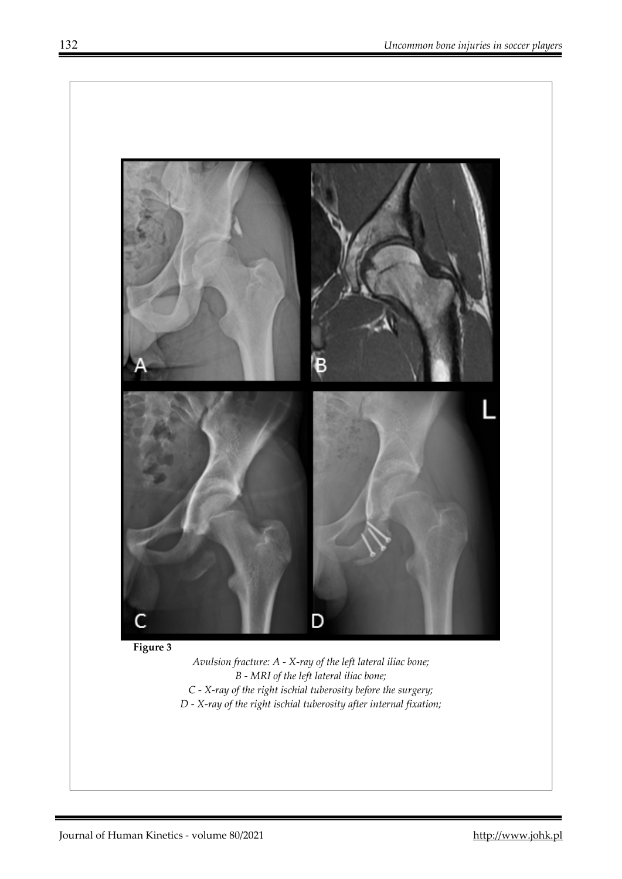**Figure 3**

*Avulsion fracture: A - X-ray of the left lateral iliac bone;*
*B - MRI of the left lateral iliac bone;*
*C - X-ray of the right ischial tuberosity before the surgery;*
*D - X-ray of the right ischial tuberosity after internal fixation;*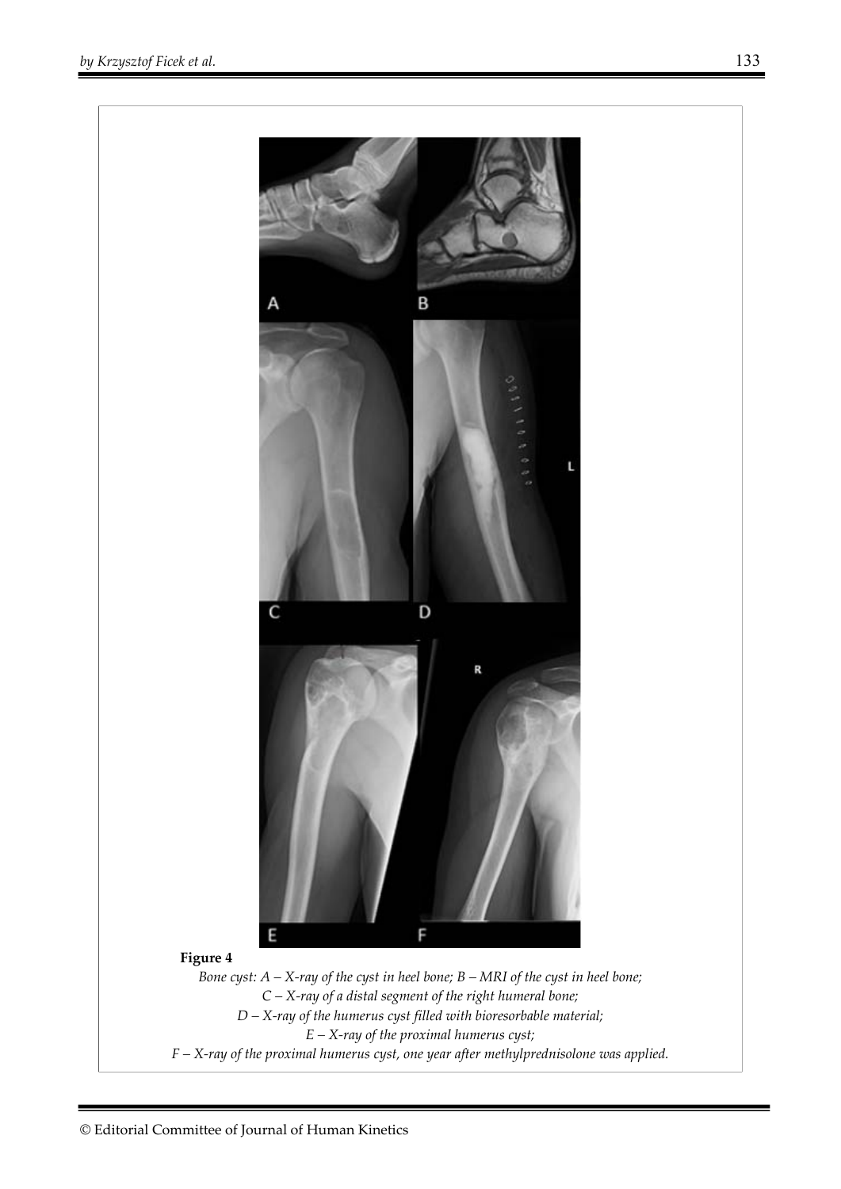**Figure 4**

*Bone cyst: A – X-ray of the cyst in heel bone; B – MRI of the cyst in heel bone;*
*C – X-ray of a distal segment of the right humeral bone;*
*D – X-ray of the humerus cyst filled with bioresorbable material;*
*E – X-ray of the proximal humerus cyst;*
*F – X-ray of the proximal humerus cyst, one year after methylprednisolone was applied.*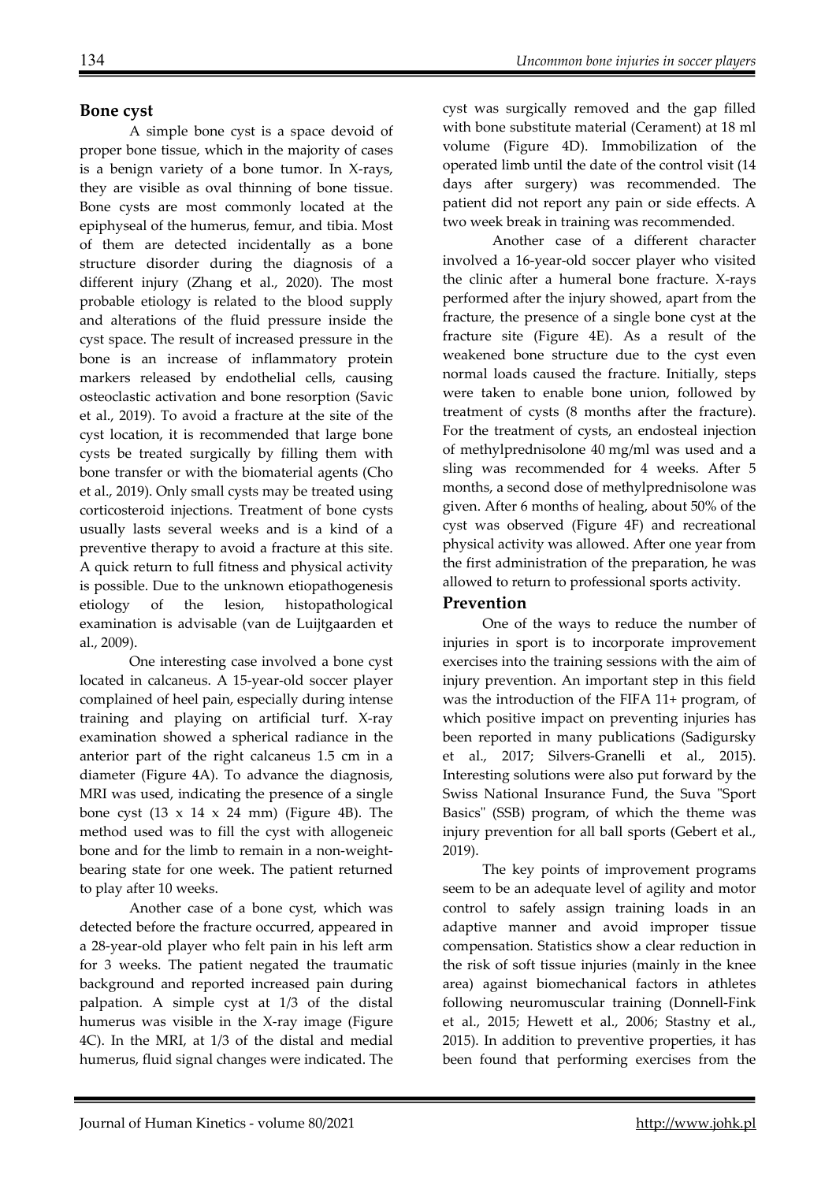## Bone cyst

A simple bone cyst is a space devoid of proper bone tissue, which in the majority of cases is a benign variety of a bone tumor. In X-rays, they are visible as oval thinning of bone tissue. Bone cysts are most commonly located at the epiphyseal of the humerus, femur, and tibia. Most of them are detected incidentally as a bone structure disorder during the diagnosis of a different injury (Zhang et al., 2020). The most probable etiology is related to the blood supply and alterations of the fluid pressure inside the cyst space. The result of increased pressure in the bone is an increase of inflammatory protein markers released by endothelial cells, causing osteoclastic activation and bone resorption (Savic et al., 2019). To avoid a fracture at the site of the cyst location, it is recommended that large bone cysts be treated surgically by filling them with bone transfer or with the biomaterial agents (Cho et al., 2019). Only small cysts may be treated using corticosteroid injections. Treatment of bone cysts usually lasts several weeks and is a kind of a preventive therapy to avoid a fracture at this site. A quick return to full fitness and physical activity is possible. Due to the unknown etiopathogenesis etiology of the lesion, histopathological examination is advisable (van de Luijtgaarden et al., 2009).

One interesting case involved a bone cyst located in calcaneus. A 15-year-old soccer player complained of heel pain, especially during intense training and playing on artificial turf. X-ray examination showed a spherical radiance in the anterior part of the right calcaneus 1.5 cm in a diameter (Figure 4A). To advance the diagnosis, MRI was used, indicating the presence of a single bone cyst (13 x 14 x 24 mm) (Figure 4B). The method used was to fill the cyst with allogeneic bone and for the limb to remain in a non-weight-bearing state for one week. The patient returned to play after 10 weeks.

Another case of a bone cyst, which was detected before the fracture occurred, appeared in a 28-year-old player who felt pain in his left arm for 3 weeks. The patient negated the traumatic background and reported increased pain during palpation. A simple cyst at 1/3 of the distal humerus was visible in the X-ray image (Figure 4C). In the MRI, at 1/3 of the distal and medial humerus, fluid signal changes were indicated. The cyst was surgically removed and the gap filled with bone substitute material (Cerament) at 18 ml volume (Figure 4D). Immobilization of the operated limb until the date of the control visit (14 days after surgery) was recommended. The patient did not report any pain or side effects. A two week break in training was recommended.

Another case of a different character involved a 16-year-old soccer player who visited the clinic after a humeral bone fracture. X-rays performed after the injury showed, apart from the fracture, the presence of a single bone cyst at the fracture site (Figure 4E). As a result of the weakened bone structure due to the cyst even normal loads caused the fracture. Initially, steps were taken to enable bone union, followed by treatment of cysts (8 months after the fracture). For the treatment of cysts, an endosteal injection of methylprednisolone 40 mg/ml was used and a sling was recommended for 4 weeks. After 5 months, a second dose of methylprednisolone was given. After 6 months of healing, about 50% of the cyst was observed (Figure 4F) and recreational physical activity was allowed. After one year from the first administration of the preparation, he was allowed to return to professional sports activity.

## Prevention

One of the ways to reduce the number of injuries in sport is to incorporate improvement exercises into the training sessions with the aim of injury prevention. An important step in this field was the introduction of the FIFA 11+ program, of which positive impact on preventing injuries has been reported in many publications (Sadigursky et al., 2017; Silvers-Granelli et al., 2015). Interesting solutions were also put forward by the Swiss National Insurance Fund, the Suva "Sport Basics" (SSB) program, of which the theme was injury prevention for all ball sports (Gebert et al., 2019).

The key points of improvement programs seem to be an adequate level of agility and motor control to safely assign training loads in an adaptive manner and avoid improper tissue compensation. Statistics show a clear reduction in the risk of soft tissue injuries (mainly in the knee area) against biomechanical factors in athletes following neuromuscular training (Donnell-Fink et al., 2015; Hewett et al., 2006; Stastny et al., 2015). In addition to preventive properties, it has been found that performing exercises from the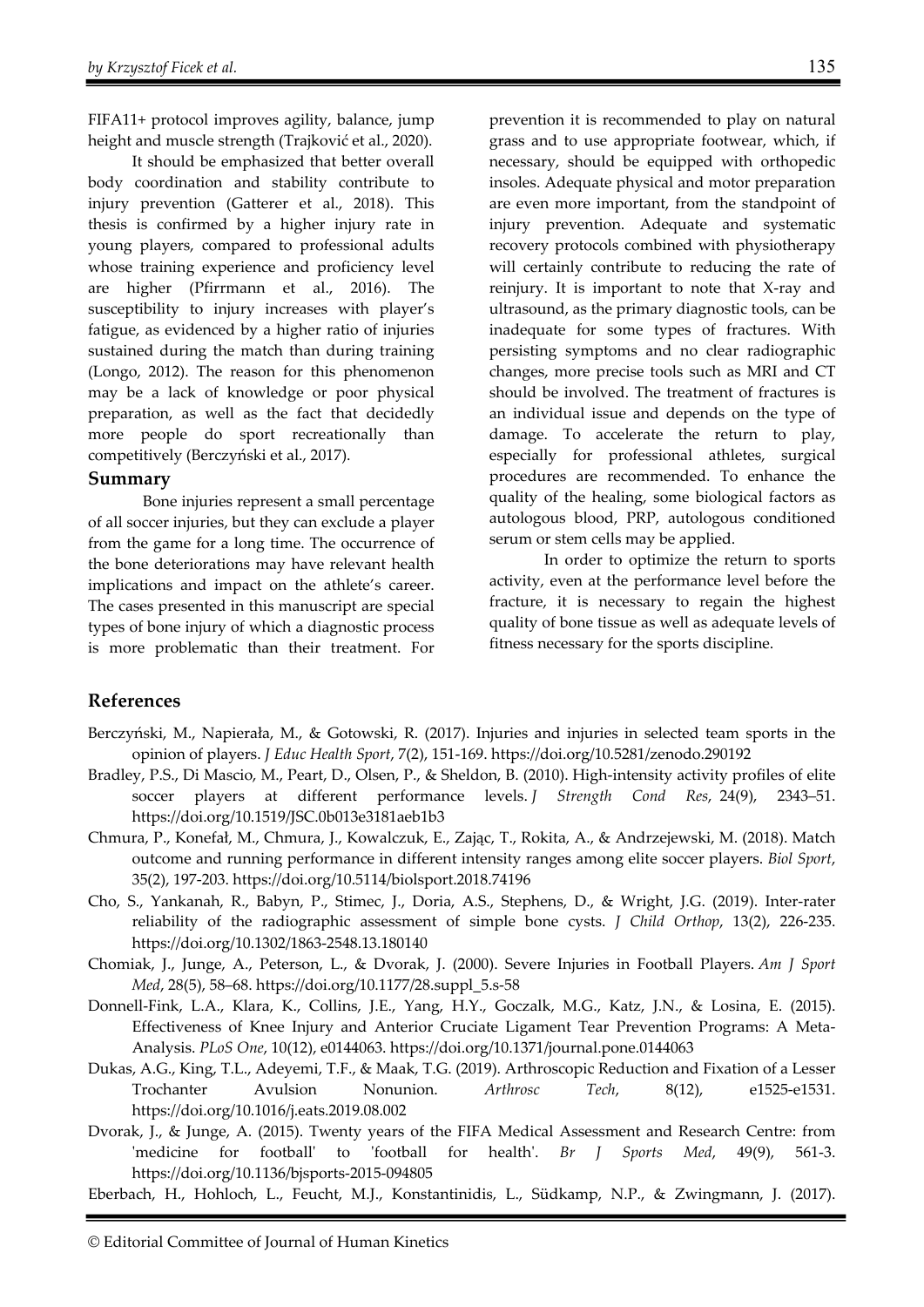FIFA11+ protocol improves agility, balance, jump height and muscle strength (Trajković et al., 2020).

It should be emphasized that better overall body coordination and stability contribute to injury prevention (Gatterer et al., 2018). This thesis is confirmed by a higher injury rate in young players, compared to professional adults whose training experience and proficiency level are higher (Pfirrmann et al., 2016). The susceptibility to injury increases with player's fatigue, as evidenced by a higher ratio of injuries sustained during the match than during training (Longo, 2012). The reason for this phenomenon may be a lack of knowledge or poor physical preparation, as well as the fact that decidedly more people do sport recreationally than competitively (Berczyński et al., 2017).

## Summary

Bone injuries represent a small percentage of all soccer injuries, but they can exclude a player from the game for a long time. The occurrence of the bone deteriorations may have relevant health implications and impact on the athlete's career. The cases presented in this manuscript are special types of bone injury of which a diagnostic process is more problematic than their treatment. For prevention it is recommended to play on natural grass and to use appropriate footwear, which, if necessary, should be equipped with orthopedic insoles. Adequate physical and motor preparation are even more important, from the standpoint of injury prevention. Adequate and systematic recovery protocols combined with physiotherapy will certainly contribute to reducing the rate of reinjury. It is important to note that X-ray and ultrasound, as the primary diagnostic tools, can be inadequate for some types of fractures. With persisting symptoms and no clear radiographic changes, more precise tools such as MRI and CT should be involved. The treatment of fractures is an individual issue and depends on the type of damage. To accelerate the return to play, especially for professional athletes, surgical procedures are recommended. To enhance the quality of the healing, some biological factors as autologous blood, PRP, autologous conditioned serum or stem cells may be applied.

In order to optimize the return to sports activity, even at the performance level before the fracture, it is necessary to regain the highest quality of bone tissue as well as adequate levels of fitness necessary for the sports discipline.

## References

Berczyński, M., Napierała, M., & Gotowski, R. (2017). Injuries and injuries in selected team sports in the opinion of players. *J Educ Health Sport*, 7(2), 151-169. https://doi.org/10.5281/zenodo.290192

Bradley, P.S., Di Mascio, M., Peart, D., Olsen, P., & Sheldon, B. (2010). High-intensity activity profiles of elite soccer players at different performance levels. *J Strength Cond Res*, 24(9), 2343–51. https://doi.org/10.1519/JSC.0b013e3181aeb1b3

Chmura, P., Konefał, M., Chmura, J., Kowalczuk, E., Zając, T., Rokita, A., & Andrzejewski, M. (2018). Match outcome and running performance in different intensity ranges among elite soccer players. *Biol Sport*, 35(2), 197-203. https://doi.org/10.5114/biolsport.2018.74196

Cho, S., Yankanah, R., Babyn, P., Stimec, J., Doria, A.S., Stephens, D., & Wright, J.G. (2019). Inter-rater reliability of the radiographic assessment of simple bone cysts. *J Child Orthop*, 13(2), 226-235. https://doi.org/10.1302/1863-2548.13.180140

Chomiak, J., Junge, A., Peterson, L., & Dvorak, J. (2000). Severe Injuries in Football Players. *Am J Sport Med*, 28(5), 58–68. https://doi.org/10.1177/28.suppl_5.s-58

Donnell-Fink, L.A., Klara, K., Collins, J.E., Yang, H.Y., Goczalk, M.G., Katz, J.N., & Losina, E. (2015). Effectiveness of Knee Injury and Anterior Cruciate Ligament Tear Prevention Programs: A Meta-Analysis. *PLoS One*, 10(12), e0144063. https://doi.org/10.1371/journal.pone.0144063

Dukas, A.G., King, T.L., Adeyemi, T.F., & Maak, T.G. (2019). Arthroscopic Reduction and Fixation of a Lesser Trochanter Avulsion Nonunion. *Arthrosc Tech*, 8(12), e1525-e1531. https://doi.org/10.1016/j.eats.2019.08.002

Dvorak, J., & Junge, A. (2015). Twenty years of the FIFA Medical Assessment and Research Centre: from 'medicine for football' to 'football for health'. *Br J Sports Med*, 49(9), 561-3. https://doi.org/10.1136/bjsports-2015-094805

Eberbach, H., Hohloch, L., Feucht, M.J., Konstantinidis, L., Südkamp, N.P., & Zwingmann, J. (2017).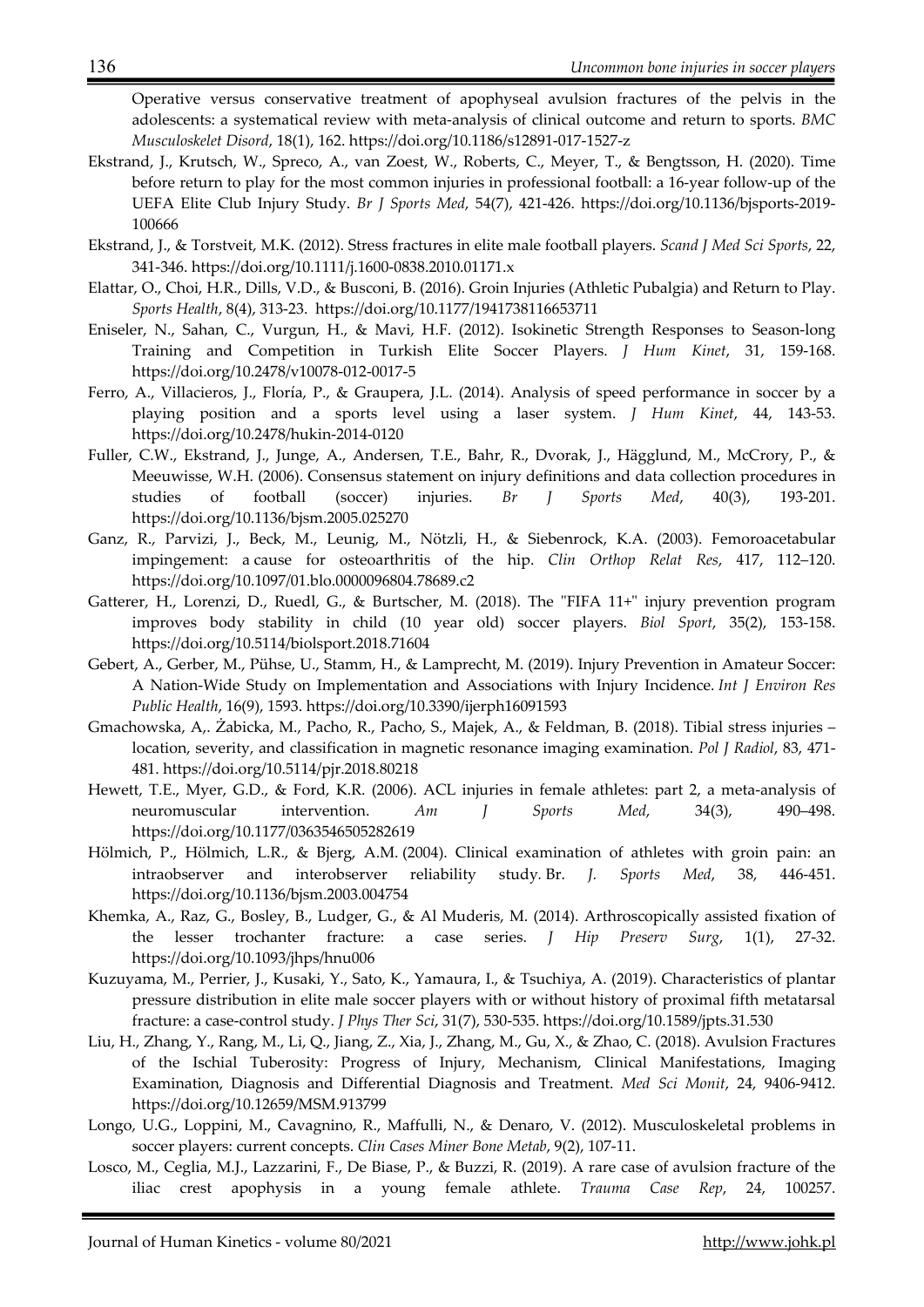Operative versus conservative treatment of apophyseal avulsion fractures of the pelvis in the adolescents: a systematical review with meta-analysis of clinical outcome and return to sports. *BMC Musculoskelet Disord*, 18(1), 162. https://doi.org/10.1186/s12891-017-1527-z

Ekstrand, J., Krutsch, W., Spreco, A., van Zoest, W., Roberts, C., Meyer, T., & Bengtsson, H. (2020). Time before return to play for the most common injuries in professional football: a 16-year follow-up of the UEFA Elite Club Injury Study. *Br J Sports Med*, 54(7), 421-426. https://doi.org/10.1136/bjsports-2019-100666

Ekstrand, J., & Torstveit, M.K. (2012). Stress fractures in elite male football players. *Scand J Med Sci Sports*, 22, 341-346. https://doi.org/10.1111/j.1600-0838.2010.01171.x

Elattar, O., Choi, H.R., Dills, V.D., & Busconi, B. (2016). Groin Injuries (Athletic Pubalgia) and Return to Play. *Sports Health*, 8(4), 313-23. https://doi.org/10.1177/1941738116653711

Eniseler, N., Sahan, C., Vurgun, H., & Mavi, H.F. (2012). Isokinetic Strength Responses to Season-long Training and Competition in Turkish Elite Soccer Players. *J Hum Kinet*, 31, 159-168. https://doi.org/10.2478/v10078-012-0017-5

Ferro, A., Villacieros, J., Floría, P., & Graupera, J.L. (2014). Analysis of speed performance in soccer by a playing position and a sports level using a laser system. *J Hum Kinet*, 44, 143-53. https://doi.org/10.2478/hukin-2014-0120

Fuller, C.W., Ekstrand, J., Junge, A., Andersen, T.E., Bahr, R., Dvorak, J., Hägglund, M., McCrory, P., & Meeuwisse, W.H. (2006). Consensus statement on injury definitions and data collection procedures in studies of football (soccer) injuries. *Br J Sports Med*, 40(3), 193-201. https://doi.org/10.1136/bjsm.2005.025270

Ganz, R., Parvizi, J., Beck, M., Leunig, M., Nötzli, H., & Siebenrock, K.A. (2003). Femoroacetabular impingement: a cause for osteoarthritis of the hip. *Clin Orthop Relat Res*, 417, 112–120. https://doi.org/10.1097/01.blo.0000096804.78689.c2

Gatterer, H., Lorenzi, D., Ruedl, G., & Burtscher, M. (2018). The "FIFA 11+" injury prevention program improves body stability in child (10 year old) soccer players. *Biol Sport*, 35(2), 153-158. https://doi.org/10.5114/biolsport.2018.71604

Gebert, A., Gerber, M., Pühse, U., Stamm, H., & Lamprecht, M. (2019). Injury Prevention in Amateur Soccer: A Nation-Wide Study on Implementation and Associations with Injury Incidence. *Int J Environ Res Public Health*, 16(9), 1593. https://doi.org/10.3390/ijerph16091593

Gmachowska, A,. Żabicka, M., Pacho, R., Pacho, S., Majek, A., & Feldman, B. (2018). Tibial stress injuries – location, severity, and classification in magnetic resonance imaging examination. *Pol J Radiol*, 83, 471-481. https://doi.org/10.5114/pjr.2018.80218

Hewett, T.E., Myer, G.D., & Ford, K.R. (2006). ACL injuries in female athletes: part 2, a meta-analysis of neuromuscular intervention. *Am J Sports Med*, 34(3), 490–498. https://doi.org/10.1177/0363546505282619

Hölmich, P., Hölmich, L.R., & Bjerg, A.M. (2004). Clinical examination of athletes with groin pain: an intraobserver and interobserver reliability study. Br. *J. Sports Med*, 38, 446-451. https://doi.org/10.1136/bjsm.2003.004754

Khemka, A., Raz, G., Bosley, B., Ludger, G., & Al Muderis, M. (2014). Arthroscopically assisted fixation of the lesser trochanter fracture: a case series. *J Hip Preserv Surg*, 1(1), 27-32. https://doi.org/10.1093/jhps/hnu006

Kuzuyama, M., Perrier, J., Kusaki, Y., Sato, K., Yamaura, I., & Tsuchiya, A. (2019). Characteristics of plantar pressure distribution in elite male soccer players with or without history of proximal fifth metatarsal fracture: a case-control study. *J Phys Ther Sci*, 31(7), 530-535. https://doi.org/10.1589/jpts.31.530

Liu, H., Zhang, Y., Rang, M., Li, Q., Jiang, Z., Xia, J., Zhang, M., Gu, X., & Zhao, C. (2018). Avulsion Fractures of the Ischial Tuberosity: Progress of Injury, Mechanism, Clinical Manifestations, Imaging Examination, Diagnosis and Differential Diagnosis and Treatment. *Med Sci Monit*, 24, 9406-9412. https://doi.org/10.12659/MSM.913799

Longo, U.G., Loppini, M., Cavagnino, R., Maffulli, N., & Denaro, V. (2012). Musculoskeletal problems in soccer players: current concepts. *Clin Cases Miner Bone Metab*, 9(2), 107-11.

Losco, M., Ceglia, M.J., Lazzarini, F., De Biase, P., & Buzzi, R. (2019). A rare case of avulsion fracture of the iliac crest apophysis in a young female athlete. *Trauma Case Rep*, 24, 100257.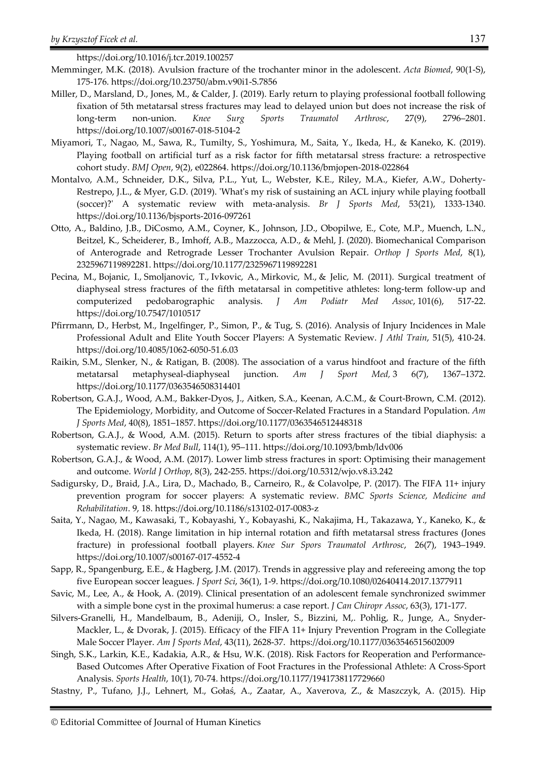https://doi.org/10.1016/j.tcr.2019.100257

Memminger, M.K. (2018). Avulsion fracture of the trochanter minor in the adolescent. *Acta Biomed*, 90(1-S), 175-176. https://doi.org/10.23750/abm.v90i1-S.7856

Miller, D., Marsland, D., Jones, M., & Calder, J. (2019). Early return to playing professional football following fixation of 5th metatarsal stress fractures may lead to delayed union but does not increase the risk of long-term non-union. *Knee Surg Sports Traumatol Arthrosc*, 27(9), 2796–2801. https://doi.org/10.1007/s00167-018-5104-2

Miyamori, T., Nagao, M., Sawa, R., Tumilty, S., Yoshimura, M., Saita, Y., Ikeda, H., & Kaneko, K. (2019). Playing football on artificial turf as a risk factor for fifth metatarsal stress fracture: a retrospective cohort study. *BMJ Open*, 9(2), e022864. https://doi.org/10.1136/bmjopen-2018-022864

Montalvo, A.M., Schneider, D.K., Silva, P.L., Yut, L., Webster, K.E., Riley, M.A., Kiefer, A.W., Doherty-Restrepo, J.L., & Myer, G.D. (2019). 'What's my risk of sustaining an ACL injury while playing football (soccer)?' A systematic review with meta-analysis. *Br J Sports Med*, 53(21), 1333-1340. https://doi.org/10.1136/bjsports-2016-097261

Otto, A., Baldino, J.B., DiCosmo, A.M., Coyner, K., Johnson, J.D., Obopilwe, E., Cote, M.P., Muench, L.N., Beitzel, K., Scheiderer, B., Imhoff, A.B., Mazzocca, A.D., & Mehl, J. (2020). Biomechanical Comparison of Anterograde and Retrograde Lesser Trochanter Avulsion Repair. *Orthop J Sports Med*, 8(1), 2325967119892281. https://doi.org/10.1177/2325967119892281

Pecina, M., Bojanic, I., Smoljanovic, T., Ivkovic, A., Mirkovic, M., & Jelic, M. (2011). Surgical treatment of diaphyseal stress fractures of the fifth metatarsal in competitive athletes: long-term follow-up and computerized pedobarographic analysis. *J Am Podiatr Med Assoc*, 101(6), 517-22. https://doi.org/10.7547/1010517

Pfirrmann, D., Herbst, M., Ingelfinger, P., Simon, P., & Tug, S. (2016). Analysis of Injury Incidences in Male Professional Adult and Elite Youth Soccer Players: A Systematic Review. *J Athl Train*, 51(5), 410-24. https://doi.org/10.4085/1062-6050-51.6.03

Raikin, S.M., Slenker, N., & Ratigan, B. (2008). The association of a varus hindfoot and fracture of the fifth metatarsal metaphyseal-diaphyseal junction. *Am J Sport Med*, 3 6(7), 1367–1372. https://doi.org/10.1177/0363546508314401

Robertson, G.A.J., Wood, A.M., Bakker-Dyos, J., Aitken, S.A., Keenan, A.C.M., & Court-Brown, C.M. (2012). The Epidemiology, Morbidity, and Outcome of Soccer-Related Fractures in a Standard Population. *Am J Sports Med*, 40(8), 1851–1857. https://doi.org/10.1177/0363546512448318

Robertson, G.A.J., & Wood, A.M. (2015). Return to sports after stress fractures of the tibial diaphysis: a systematic review. *Br Med Bull*, 114(1), 95–111. https://doi.org/10.1093/bmb/ldv006

Robertson, G.A.J., & Wood, A.M. (2017). Lower limb stress fractures in sport: Optimising their management and outcome. *World J Orthop*, 8(3), 242-255. https://doi.org/10.5312/wjo.v8.i3.242

Sadigursky, D., Braid, J.A., Lira, D., Machado, B., Carneiro, R., & Colavolpe, P. (2017). The FIFA 11+ injury prevention program for soccer players: A systematic review. *BMC Sports Science, Medicine and Rehabilitation*. 9, 18. https://doi.org/10.1186/s13102-017-0083-z

Saita, Y., Nagao, M., Kawasaki, T., Kobayashi, Y., Kobayashi, K., Nakajima, H., Takazawa, Y., Kaneko, K., & Ikeda, H. (2018). Range limitation in hip internal rotation and fifth metatarsal stress fractures (Jones fracture) in professional football players. *Knee Sur Spors Traumatol Arthrosc*, 26(7), 1943–1949. https://doi.org/10.1007/s00167-017-4552-4

Sapp, R., Spangenburg, E.E., & Hagberg, J.M. (2017). Trends in aggressive play and refereeing among the top five European soccer leagues. *J Sport Sci*, 36(1), 1-9. https://doi.org/10.1080/02640414.2017.1377911

Savic, M., Lee, A., & Hook, A. (2019). Clinical presentation of an adolescent female synchronized swimmer with a simple bone cyst in the proximal humerus: a case report. *J Can Chiropr Assoc*, 63(3), 171-177.

Silvers-Granelli, H., Mandelbaum, B., Adeniji, O., Insler, S., Bizzini, M,. Pohlig, R., Junge, A., Snyder-Mackler, L., & Dvorak, J. (2015). Efficacy of the FIFA 11+ Injury Prevention Program in the Collegiate Male Soccer Player. *Am J Sports Med*, 43(11), 2628-37. https://doi.org/10.1177/0363546515602009

Singh, S.K., Larkin, K.E., Kadakia, A.R., & Hsu, W.K. (2018). Risk Factors for Reoperation and Performance-Based Outcomes After Operative Fixation of Foot Fractures in the Professional Athlete: A Cross-Sport Analysis. *Sports Health*, 10(1), 70-74. https://doi.org/10.1177/1941738117729660

Stastny, P., Tufano, J.J., Lehnert, M., Gołaś, A., Zaatar, A., Xaverova, Z., & Maszczyk, A. (2015). Hip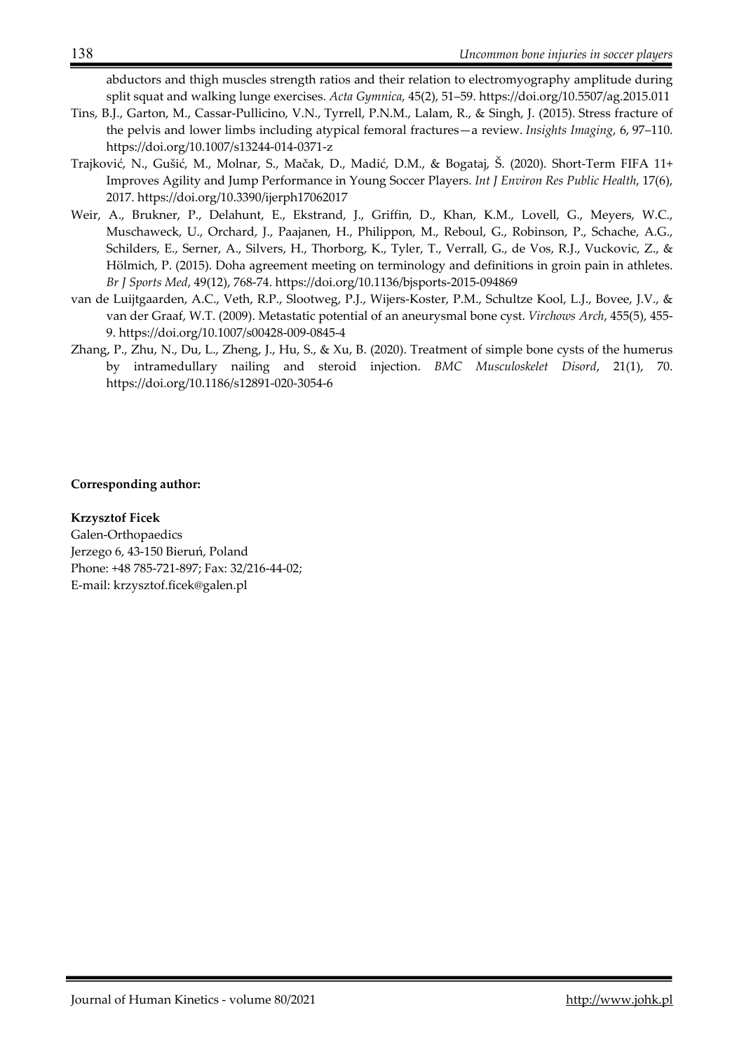abductors and thigh muscles strength ratios and their relation to electromyography amplitude during split squat and walking lunge exercises. *Acta Gymnica*, 45(2), 51–59. https://doi.org/10.5507/ag.2015.011

Tins, B.J., Garton, M., Cassar-Pullicino, V.N., Tyrrell, P.N.M., Lalam, R., & Singh, J. (2015). Stress fracture of the pelvis and lower limbs including atypical femoral fractures—a review. *Insights Imaging*, 6, 97–110. https://doi.org/10.1007/s13244-014-0371-z

Trajković, N., Gušić, M., Molnar, S., Mačak, D., Madić, D.M., & Bogataj, Š. (2020). Short-Term FIFA 11+ Improves Agility and Jump Performance in Young Soccer Players. *Int J Environ Res Public Health*, 17(6), 2017. https://doi.org/10.3390/ijerph17062017

Weir, A., Brukner, P., Delahunt, E., Ekstrand, J., Griffin, D., Khan, K.M., Lovell, G., Meyers, W.C., Muschaweck, U., Orchard, J., Paajanen, H., Philippon, M., Reboul, G., Robinson, P., Schache, A.G., Schilders, E., Serner, A., Silvers, H., Thorborg, K., Tyler, T., Verrall, G., de Vos, R.J., Vuckovic, Z., & Hölmich, P. (2015). Doha agreement meeting on terminology and definitions in groin pain in athletes. *Br J Sports Med*, 49(12), 768-74. https://doi.org/10.1136/bjsports-2015-094869

van de Luijtgaarden, A.C., Veth, R.P., Slootweg, P.J., Wijers-Koster, P.M., Schultze Kool, L.J., Bovee, J.V., & van der Graaf, W.T. (2009). Metastatic potential of an aneurysmal bone cyst. *Virchows Arch*, 455(5), 455-9. https://doi.org/10.1007/s00428-009-0845-4

Zhang, P., Zhu, N., Du, L., Zheng, J., Hu, S., & Xu, B. (2020). Treatment of simple bone cysts of the humerus by intramedullary nailing and steroid injection. *BMC Musculoskelet Disord*, 21(1), 70. https://doi.org/10.1186/s12891-020-3054-6

**Corresponding author:**

**Krzysztof Ficek**
Galen-Orthopaedics
Jerzego 6, 43-150 Bieruń, Poland
Phone: +48 785-721-897; Fax: 32/216-44-02;
E-mail: krzysztof.ficek@galen.pl